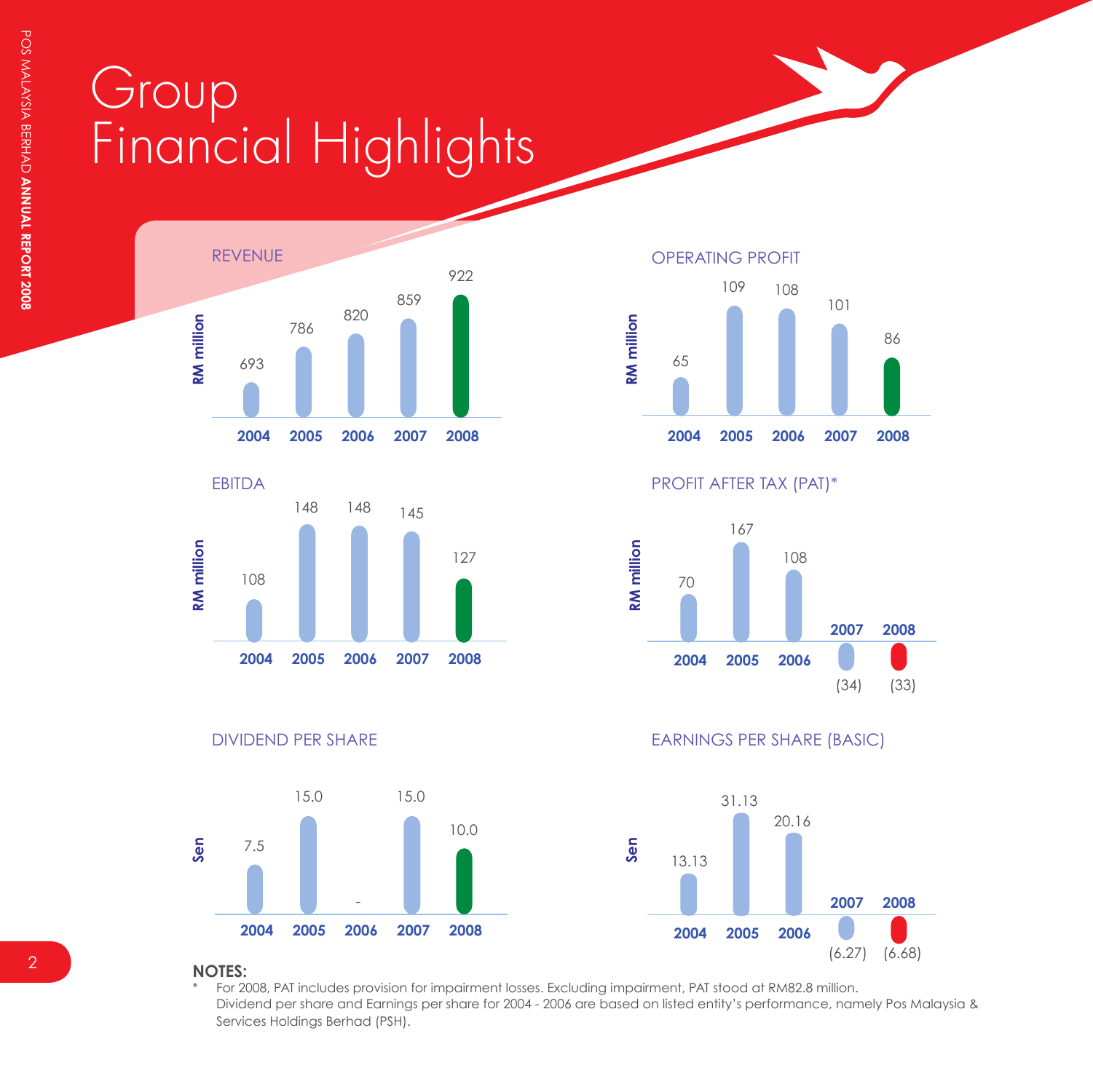# Group Financial Highlights

## REVENUE

RM million

| 2004 | 2005 | 2006 | 2007 | 2008 |
|---|---|---|---|---|
| 693 | 786 | 820 | 859 | 922 |

## OPERATING PROFIT

RM million

| 2004 | 2005 | 2006 | 2007 | 2008 |
|---|---|---|---|---|
| 65 | 109 | 108 | 101 | 86 |

## EBITDA

RM million

| 2004 | 2005 | 2006 | 2007 | 2008 |
|---|---|---|---|---|
| 108 | 148 | 148 | 145 | 127 |

## PROFIT AFTER TAX (PAT)*

RM million

| 2004 | 2005 | 2006 | 2007 | 2008 |
|---|---|---|---|---|
| 70 | 167 | 108 | (34) | (33) |

## DIVIDEND PER SHARE

Sen

| 2004 | 2005 | 2006 | 2007 | 2008 |
|---|---|---|---|---|
| 7.5 | 15.0 | - | 15.0 | 10.0 |

## EARNINGS PER SHARE (BASIC)

Sen

| 2004 | 2005 | 2006 | 2007 | 2008 |
|---|---|---|---|---|
| 13.13 | 31.13 | 20.16 | (6.27) | (6.68) |

**NOTES:**

\* For 2008, PAT includes provision for impairment losses. Excluding impairment, PAT stood at RM82.8 million.
Dividend per share and Earnings per share for 2004 - 2006 are based on listed entity's performance, namely Pos Malaysia & Services Holdings Berhad (PSH).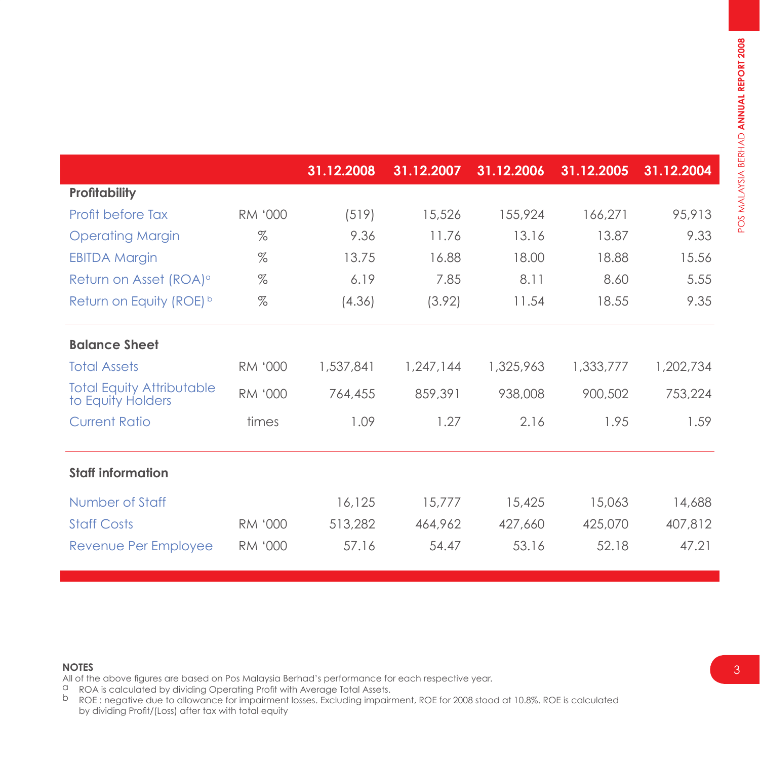| | | 31.12.2008 | 31.12.2007 | 31.12.2006 | 31.12.2005 | 31.12.2004 |
|---|---|---|---|---|---|---|
| **Profitability** | | | | | | |
| Profit before Tax | RM '000 | (519) | 15,526 | 155,924 | 166,271 | 95,913 |
| Operating Margin | % | 9.36 | 11.76 | 13.16 | 13.87 | 9.33 |
| EBITDA Margin | % | 13.75 | 16.88 | 18.00 | 18.88 | 15.56 |
| Return on Asset (ROA)[a] | % | 6.19 | 7.85 | 8.11 | 8.60 | 5.55 |
| Return on Equity (ROE)[b] | % | (4.36) | (3.92) | 11.54 | 18.55 | 9.35 |
| **Balance Sheet** | | | | | | |
| Total Assets | RM '000 | 1,537,841 | 1,247,144 | 1,325,963 | 1,333,777 | 1,202,734 |
| Total Equity Attributable to Equity Holders | RM '000 | 764,455 | 859,391 | 938,008 | 900,502 | 753,224 |
| Current Ratio | times | 1.09 | 1.27 | 2.16 | 1.95 | 1.59 |
| **Staff information** | | | | | | |
| Number of Staff | | 16,125 | 15,777 | 15,425 | 15,063 | 14,688 |
| Staff Costs | RM '000 | 513,282 | 464,962 | 427,660 | 425,070 | 407,812 |
| Revenue Per Employee | RM '000 | 57.16 | 54.47 | 53.16 | 52.18 | 47.21 |

**NOTES**

All of the above figures are based on Pos Malaysia Berhad's performance for each respective year.

a ROA is calculated by dividing Operating Profit with Average Total Assets.

b ROE : negative due to allowance for impairment losses. Excluding impairment, ROE for 2008 stood at 10.8%. ROE is calculated by dividing Profit/(Loss) after tax with total equity